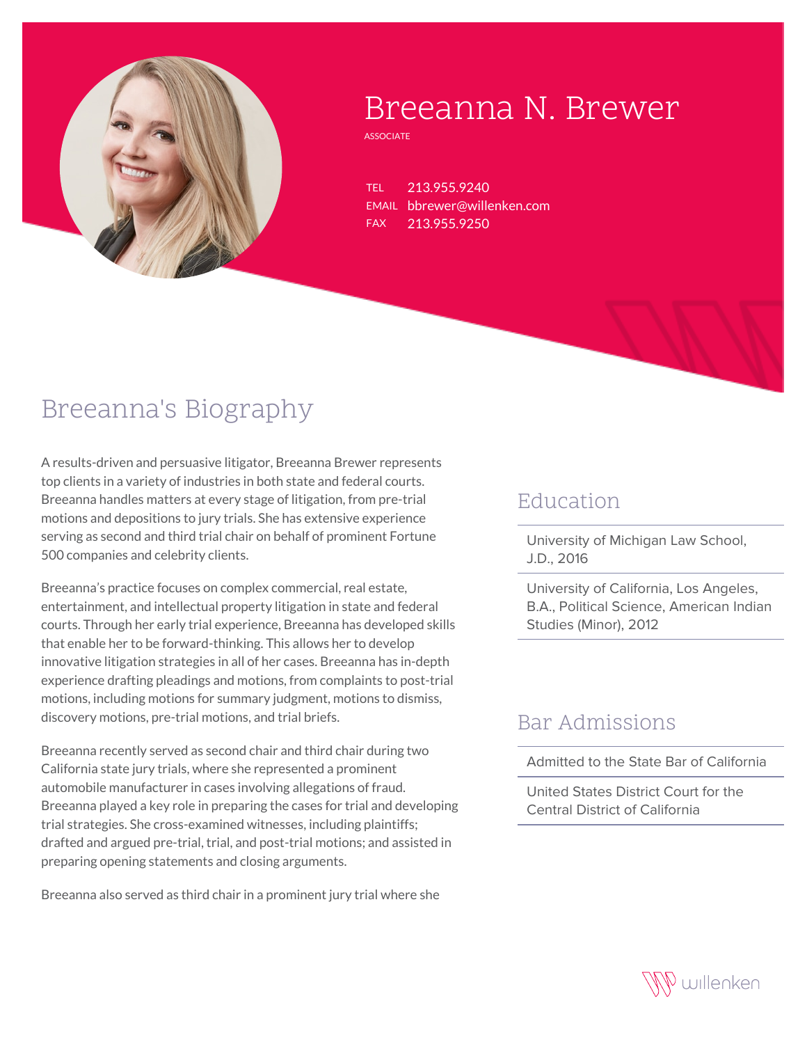# Breeanna N. Brewer

ASSOCIATE

TEL 213.955.9240
EMAIL bbrewer@willenken.com
FAX 213.955.9250

## Breeanna's Biography

A results-driven and persuasive litigator, Breeanna Brewer represents top clients in a variety of industries in both state and federal courts. Breeanna handles matters at every stage of litigation, from pre-trial motions and depositions to jury trials. She has extensive experience serving as second and third trial chair on behalf of prominent Fortune 500 companies and celebrity clients.

Breeanna's practice focuses on complex commercial, real estate, entertainment, and intellectual property litigation in state and federal courts. Through her early trial experience, Breeanna has developed skills that enable her to be forward-thinking. This allows her to develop innovative litigation strategies in all of her cases. Breeanna has in-depth experience drafting pleadings and motions, from complaints to post-trial motions, including motions for summary judgment, motions to dismiss, discovery motions, pre-trial motions, and trial briefs.

Breeanna recently served as second chair and third chair during two California state jury trials, where she represented a prominent automobile manufacturer in cases involving allegations of fraud. Breeanna played a key role in preparing the cases for trial and developing trial strategies. She cross-examined witnesses, including plaintiffs; drafted and argued pre-trial, trial, and post-trial motions; and assisted in preparing opening statements and closing arguments.

Breeanna also served as third chair in a prominent jury trial where she

## Education

- University of Michigan Law School, J.D., 2016
- University of California, Los Angeles, B.A., Political Science, American Indian Studies (Minor), 2012

## Bar Admissions

- Admitted to the State Bar of California
- United States District Court for the Central District of California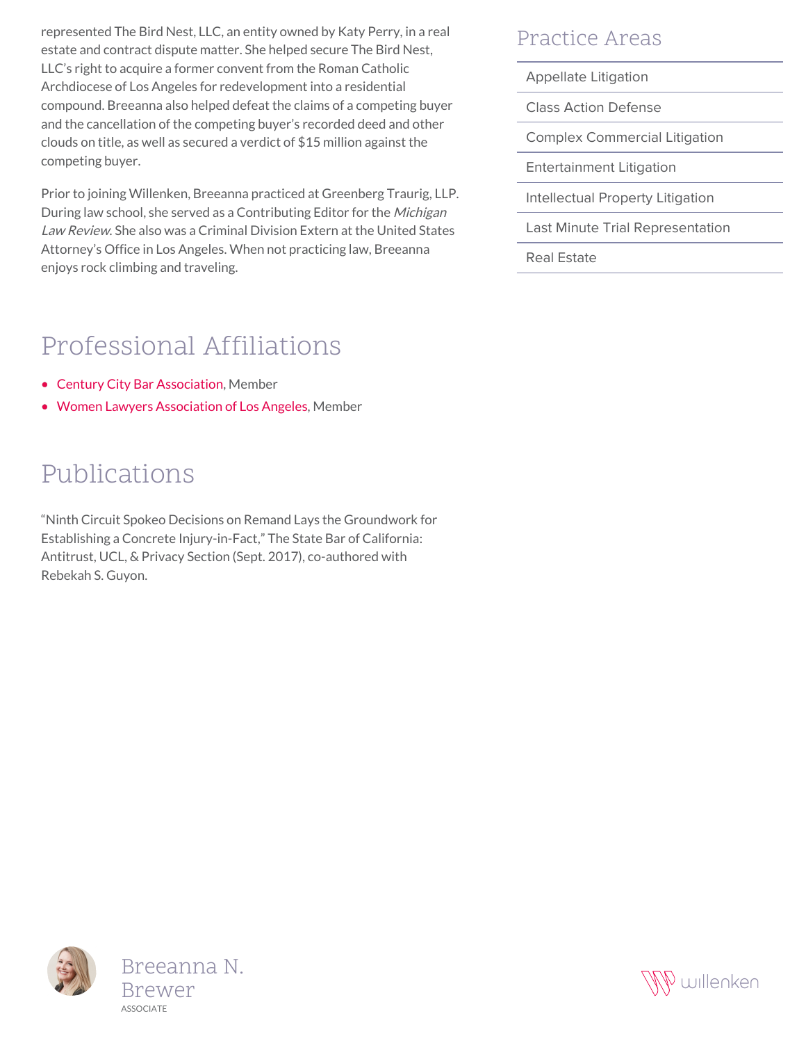represented The Bird Nest, LLC, an entity owned by Katy Perry, in a real estate and contract dispute matter. She helped secure The Bird Nest, LLC's right to acquire a former convent from the Roman Catholic Archdiocese of Los Angeles for redevelopment into a residential compound. Breeanna also helped defeat the claims of a competing buyer and the cancellation of the competing buyer's recorded deed and other clouds on title, as well as secured a verdict of $15 million against the competing buyer.

Prior to joining Willenken, Breeanna practiced at Greenberg Traurig, LLP. During law school, she served as a Contributing Editor for the *Michigan Law Review*. She also was a Criminal Division Extern at the United States Attorney's Office in Los Angeles. When not practicing law, Breeanna enjoys rock climbing and traveling.

## Professional Affiliations

- Century City Bar Association, Member
- Women Lawyers Association of Los Angeles, Member

## Publications

"Ninth Circuit Spokeo Decisions on Remand Lays the Groundwork for Establishing a Concrete Injury-in-Fact," The State Bar of California: Antitrust, UCL, & Privacy Section (Sept. 2017), co-authored with Rebekah S. Guyon.

## Practice Areas

- Appellate Litigation
- Class Action Defense
- Complex Commercial Litigation
- Entertainment Litigation
- Intellectual Property Litigation
- Last Minute Trial Representation
- Real Estate

Breeanna N. Brewer
ASSOCIATE

willenken